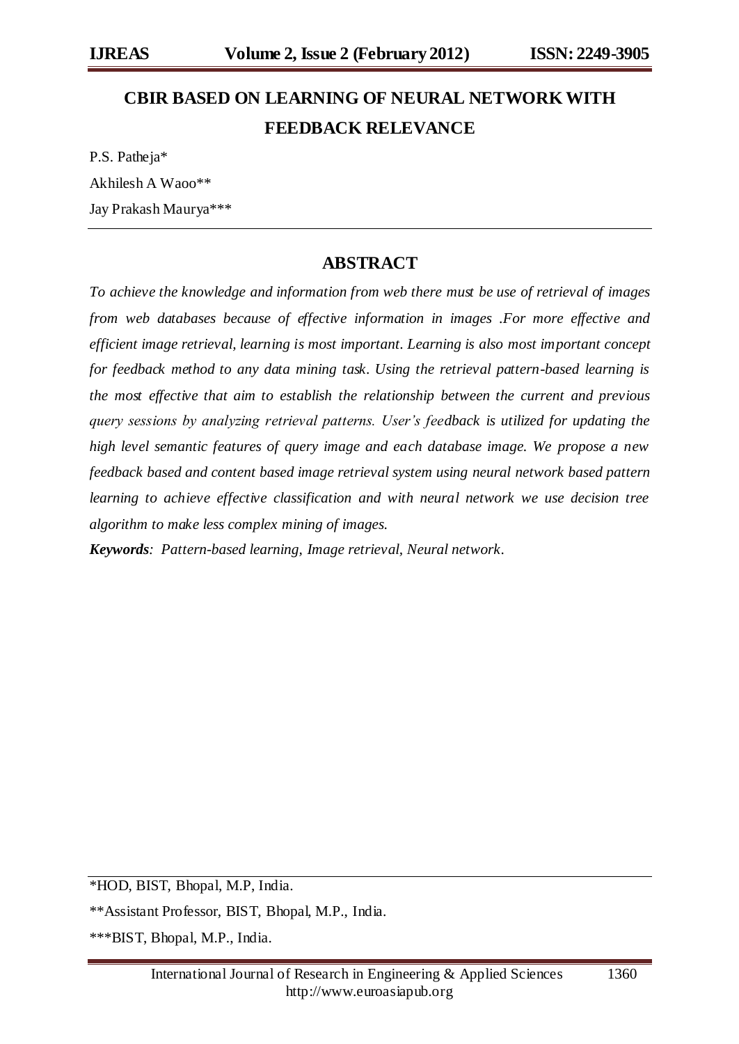# CBIR BASED ON LEARNING OF NEURAL NETWORK WITH FEEDBACK RELEVANCE

P.S. Patheja*

Akhilesh A Waoo**

Jay Prakash Maurya***

---

## ABSTRACT

*To achieve the knowledge and information from web there must be use of retrieval of images from web databases because of effective information in images .For more effective and efficient image retrieval, learning is most important. Learning is also most important concept for feedback method to any data mining task. Using the retrieval pattern-based learning is the most effective that aim to establish the relationship between the current and previous query sessions by analyzing retrieval patterns. User's feedback is utilized for updating the high level semantic features of query image and each database image. We propose a new feedback based and content based image retrieval system using neural network based pattern learning to achieve effective classification and with neural network we use decision tree algorithm to make less complex mining of images.*

***Keywords**: Pattern-based learning, Image retrieval, Neural network.*

---

*HOD, BIST, Bhopal, M.P, India.

**Assistant Professor, BIST, Bhopal, M.P., India.

***BIST, Bhopal, M.P., India.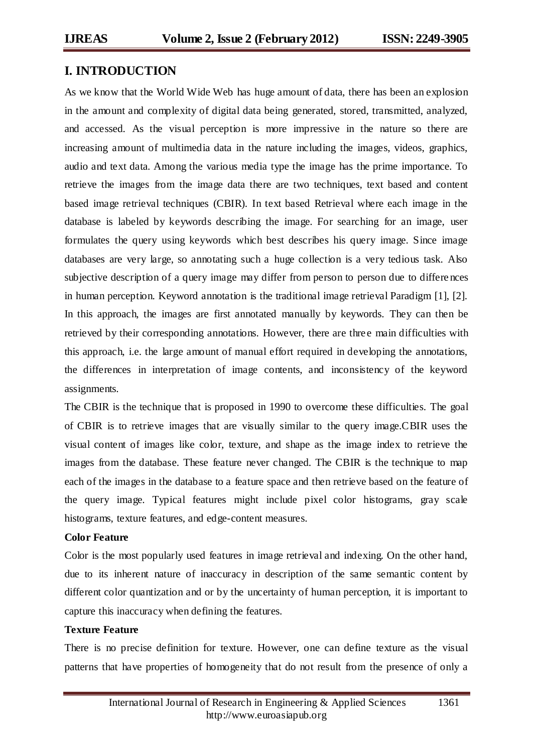## I. INTRODUCTION

As we know that the World Wide Web has huge amount of data, there has been an explosion in the amount and complexity of digital data being generated, stored, transmitted, analyzed, and accessed. As the visual perception is more impressive in the nature so there are increasing amount of multimedia data in the nature including the images, videos, graphics, audio and text data. Among the various media type the image has the prime importance. To retrieve the images from the image data there are two techniques, text based and content based image retrieval techniques (CBIR). In text based Retrieval where each image in the database is labeled by keywords describing the image. For searching for an image, user formulates the query using keywords which best describes his query image. Since image databases are very large, so annotating such a huge collection is a very tedious task. Also subjective description of a query image may differ from person to person due to differences in human perception. Keyword annotation is the traditional image retrieval Paradigm [1], [2]. In this approach, the images are first annotated manually by keywords. They can then be retrieved by their corresponding annotations. However, there are three main difficulties with this approach, i.e. the large amount of manual effort required in developing the annotations, the differences in interpretation of image contents, and inconsistency of the keyword assignments.

The CBIR is the technique that is proposed in 1990 to overcome these difficulties. The goal of CBIR is to retrieve images that are visually similar to the query image.CBIR uses the visual content of images like color, texture, and shape as the image index to retrieve the images from the database. These feature never changed. The CBIR is the technique to map each of the images in the database to a feature space and then retrieve based on the feature of the query image. Typical features might include pixel color histograms, gray scale histograms, texture features, and edge-content measures.

**Color Feature**

Color is the most popularly used features in image retrieval and indexing. On the other hand, due to its inherent nature of inaccuracy in description of the same semantic content by different color quantization and or by the uncertainty of human perception, it is important to capture this inaccuracy when defining the features.

**Texture Feature**

There is no precise definition for texture. However, one can define texture as the visual patterns that have properties of homogeneity that do not result from the presence of only a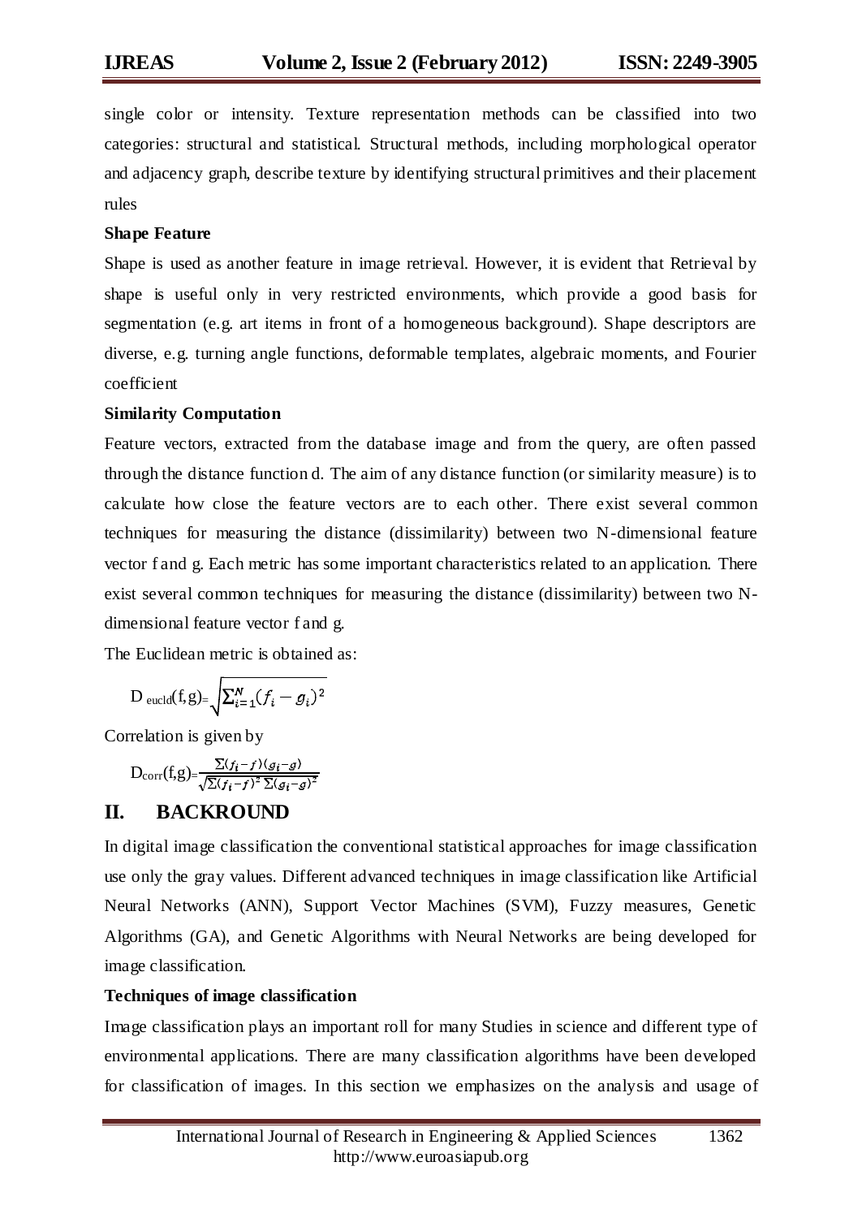single color or intensity. Texture representation methods can be classified into two categories: structural and statistical. Structural methods, including morphological operator and adjacency graph, describe texture by identifying structural primitives and their placement rules

**Shape Feature**

Shape is used as another feature in image retrieval. However, it is evident that Retrieval by shape is useful only in very restricted environments, which provide a good basis for segmentation (e.g. art items in front of a homogeneous background). Shape descriptors are diverse, e.g. turning angle functions, deformable templates, algebraic moments, and Fourier coefficient

**Similarity Computation**

Feature vectors, extracted from the database image and from the query, are often passed through the distance function d. The aim of any distance function (or similarity measure) is to calculate how close the feature vectors are to each other. There exist several common techniques for measuring the distance (dissimilarity) between two N-dimensional feature vector f and g. Each metric has some important characteristics related to an application. There exist several common techniques for measuring the distance (dissimilarity) between two N-dimensional feature vector f and g.

The Euclidean metric is obtained as:

$$D_{eucld}(f,g) = \sqrt{\sum_{i=1}^{N}(f_i - g_i)^2}$$

Correlation is given by

$$D_{corr}(f,g) = \frac{\sum(f_i - f)(g_i - g)}{\sqrt{\sum(f_i - f)^2 \sum(g_i - g)^2}}$$

## II. BACKROUND

In digital image classification the conventional statistical approaches for image classification use only the gray values. Different advanced techniques in image classification like Artificial Neural Networks (ANN), Support Vector Machines (SVM), Fuzzy measures, Genetic Algorithms (GA), and Genetic Algorithms with Neural Networks are being developed for image classification.

**Techniques of image classification**

Image classification plays an important roll for many Studies in science and different type of environmental applications. There are many classification algorithms have been developed for classification of images. In this section we emphasizes on the analysis and usage of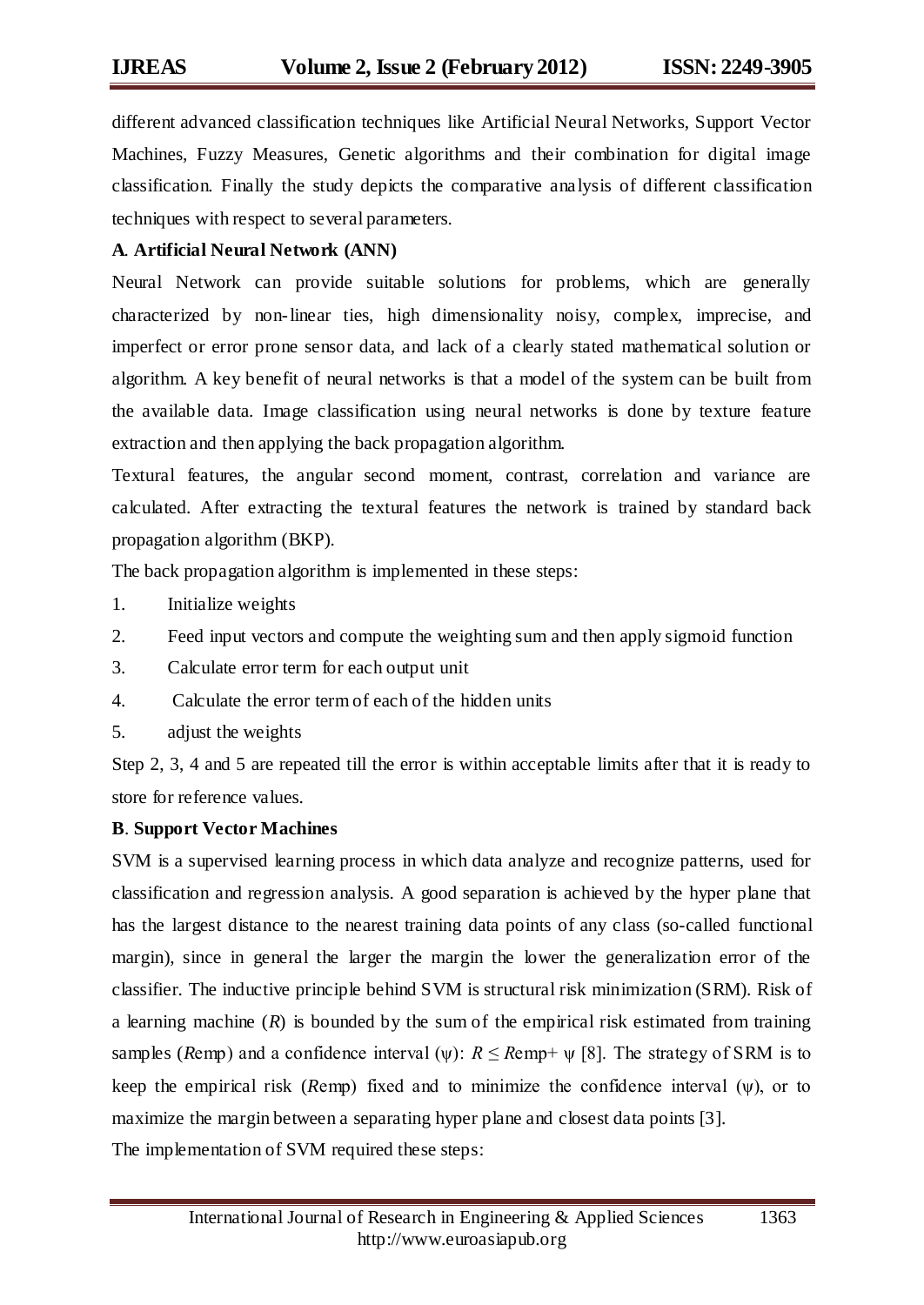different advanced classification techniques like Artificial Neural Networks, Support Vector Machines, Fuzzy Measures, Genetic algorithms and their combination for digital image classification. Finally the study depicts the comparative analysis of different classification techniques with respect to several parameters.

**A**. **Artificial Neural Network (ANN)**

Neural Network can provide suitable solutions for problems, which are generally characterized by non-linear ties, high dimensionality noisy, complex, imprecise, and imperfect or error prone sensor data, and lack of a clearly stated mathematical solution or algorithm. A key benefit of neural networks is that a model of the system can be built from the available data. Image classification using neural networks is done by texture feature extraction and then applying the back propagation algorithm.

Textural features, the angular second moment, contrast, correlation and variance are calculated. After extracting the textural features the network is trained by standard back propagation algorithm (BKP).

The back propagation algorithm is implemented in these steps:

1. Initialize weights
2. Feed input vectors and compute the weighting sum and then apply sigmoid function
3. Calculate error term for each output unit
4. Calculate the error term of each of the hidden units
5. adjust the weights

Step 2, 3, 4 and 5 are repeated till the error is within acceptable limits after that it is ready to store for reference values.

**B**. **Support Vector Machines**

SVM is a supervised learning process in which data analyze and recognize patterns, used for classification and regression analysis. A good separation is achieved by the hyper plane that has the largest distance to the nearest training data points of any class (so-called functional margin), since in general the larger the margin the lower the generalization error of the classifier. The inductive principle behind SVM is structural risk minimization (SRM). Risk of a learning machine ($R$) is bounded by the sum of the empirical risk estimated from training samples ($R$emp) and a confidence interval ($\psi$): $R \leq R\text{emp} + \psi$ [8]. The strategy of SRM is to keep the empirical risk ($R$emp) fixed and to minimize the confidence interval ($\psi$), or to maximize the margin between a separating hyper plane and closest data points [3].

The implementation of SVM required these steps: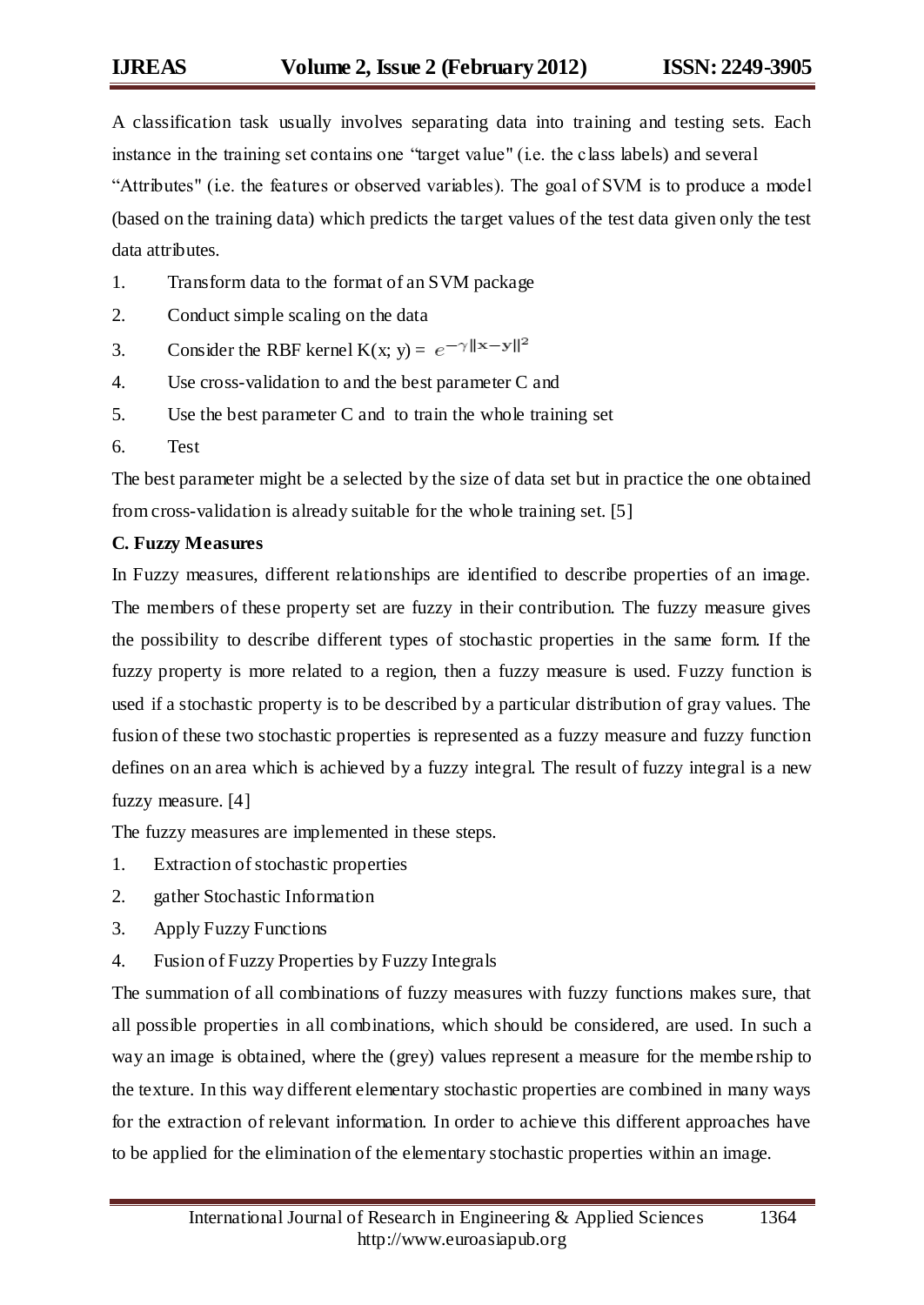A classification task usually involves separating data into training and testing sets. Each instance in the training set contains one "target value" (i.e. the class labels) and several "Attributes" (i.e. the features or observed variables). The goal of SVM is to produce a model (based on the training data) which predicts the target values of the test data given only the test data attributes.

1. Transform data to the format of an SVM package
2. Conduct simple scaling on the data
3. Consider the RBF kernel K(x; y) = $e^{-\gamma\|\mathbf{x}-\mathbf{y}\|^2}$
4. Use cross-validation to and the best parameter C and
5. Use the best parameter C and to train the whole training set
6. Test

The best parameter might be a selected by the size of data set but in practice the one obtained from cross-validation is already suitable for the whole training set. [5]

**C. Fuzzy Measures**

In Fuzzy measures, different relationships are identified to describe properties of an image. The members of these property set are fuzzy in their contribution. The fuzzy measure gives the possibility to describe different types of stochastic properties in the same form. If the fuzzy property is more related to a region, then a fuzzy measure is used. Fuzzy function is used if a stochastic property is to be described by a particular distribution of gray values. The fusion of these two stochastic properties is represented as a fuzzy measure and fuzzy function defines on an area which is achieved by a fuzzy integral. The result of fuzzy integral is a new fuzzy measure. [4]

The fuzzy measures are implemented in these steps.

1. Extraction of stochastic properties
2. gather Stochastic Information
3. Apply Fuzzy Functions
4. Fusion of Fuzzy Properties by Fuzzy Integrals

The summation of all combinations of fuzzy measures with fuzzy functions makes sure, that all possible properties in all combinations, which should be considered, are used. In such a way an image is obtained, where the (grey) values represent a measure for the membership to the texture. In this way different elementary stochastic properties are combined in many ways for the extraction of relevant information. In order to achieve this different approaches have to be applied for the elimination of the elementary stochastic properties within an image.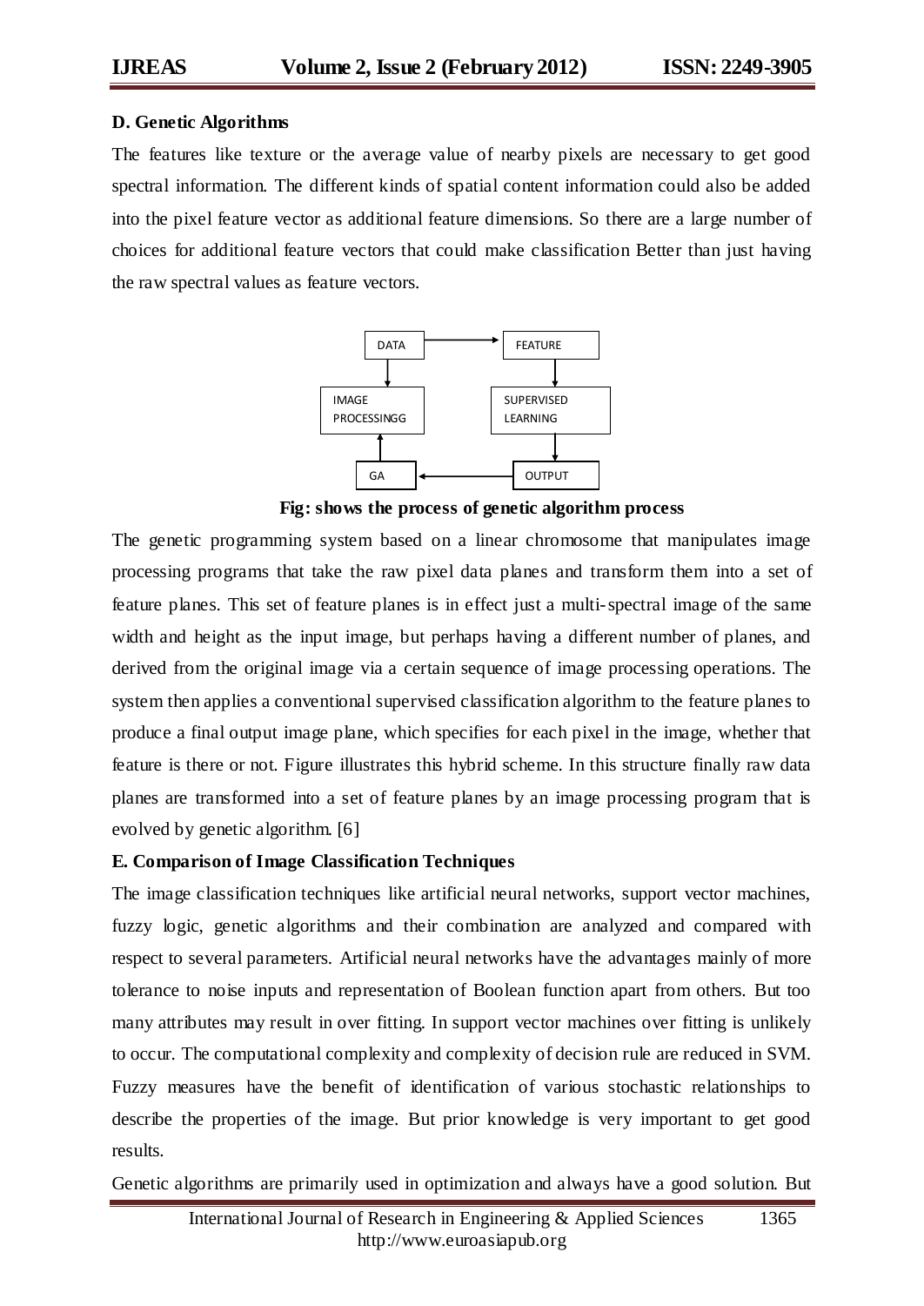**D. Genetic Algorithms**

The features like texture or the average value of nearby pixels are necessary to get good spectral information. The different kinds of spatial content information could also be added into the pixel feature vector as additional feature dimensions. So there are a large number of choices for additional feature vectors that could make classification Better than just having the raw spectral values as feature vectors.

DATA → FEATURE
IMAGE PROCESSINGG    SUPERVISED LEARNING
GA ← OUTPUT

**Fig: shows the process of genetic algorithm process**

The genetic programming system based on a linear chromosome that manipulates image processing programs that take the raw pixel data planes and transform them into a set of feature planes. This set of feature planes is in effect just a multi-spectral image of the same width and height as the input image, but perhaps having a different number of planes, and derived from the original image via a certain sequence of image processing operations. The system then applies a conventional supervised classification algorithm to the feature planes to produce a final output image plane, which specifies for each pixel in the image, whether that feature is there or not. Figure illustrates this hybrid scheme. In this structure finally raw data planes are transformed into a set of feature planes by an image processing program that is evolved by genetic algorithm. [6]

**E. Comparison of Image Classification Techniques**

The image classification techniques like artificial neural networks, support vector machines, fuzzy logic, genetic algorithms and their combination are analyzed and compared with respect to several parameters. Artificial neural networks have the advantages mainly of more tolerance to noise inputs and representation of Boolean function apart from others. But too many attributes may result in over fitting. In support vector machines over fitting is unlikely to occur. The computational complexity and complexity of decision rule are reduced in SVM. Fuzzy measures have the benefit of identification of various stochastic relationships to describe the properties of the image. But prior knowledge is very important to get good results.

Genetic algorithms are primarily used in optimization and always have a good solution. But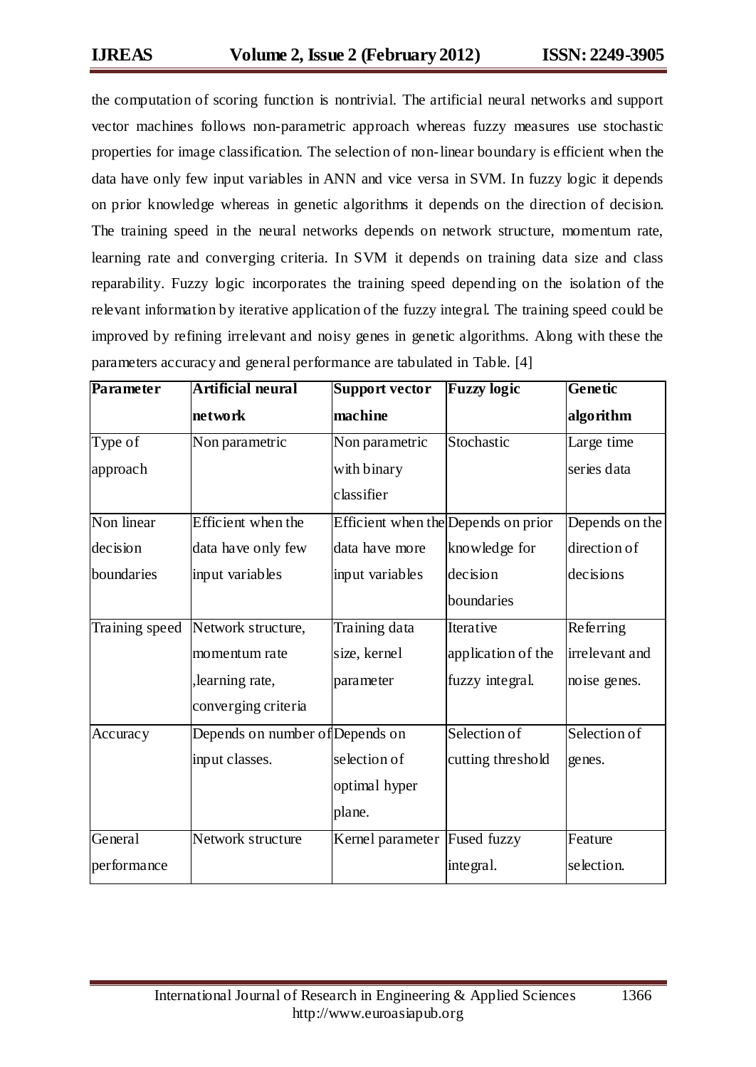the computation of scoring function is nontrivial. The artificial neural networks and support vector machines follows non-parametric approach whereas fuzzy measures use stochastic properties for image classification. The selection of non-linear boundary is efficient when the data have only few input variables in ANN and vice versa in SVM. In fuzzy logic it depends on prior knowledge whereas in genetic algorithms it depends on the direction of decision. The training speed in the neural networks depends on network structure, momentum rate, learning rate and converging criteria. In SVM it depends on training data size and class reparability. Fuzzy logic incorporates the training speed depending on the isolation of the relevant information by iterative application of the fuzzy integral. The training speed could be improved by refining irrelevant and noisy genes in genetic algorithms. Along with these the parameters accuracy and general performance are tabulated in Table. [4]

| Parameter | Artificial neural network | Support vector machine | Fuzzy logic | Genetic algorithm |
|---|---|---|---|---|
| Type of approach | Non parametric | Non parametric with binary classifier | Stochastic | Large time series data |
| Non linear decision boundaries | Efficient when the data have only few input variables | Efficient when the data have more input variables | Depends on prior knowledge for decision boundaries | Depends on the direction of decisions |
| Training speed | Network structure, momentum rate ,learning rate, converging criteria | Training data size, kernel parameter | Iterative application of the fuzzy integral. | Referring irrelevant and noise genes. |
| Accuracy | Depends on number of input classes. | Depends on selection of optimal hyper plane. | Selection of cutting threshold | Selection of genes. |
| General performance | Network structure | Kernel parameter | Fused fuzzy integral. | Feature selection. |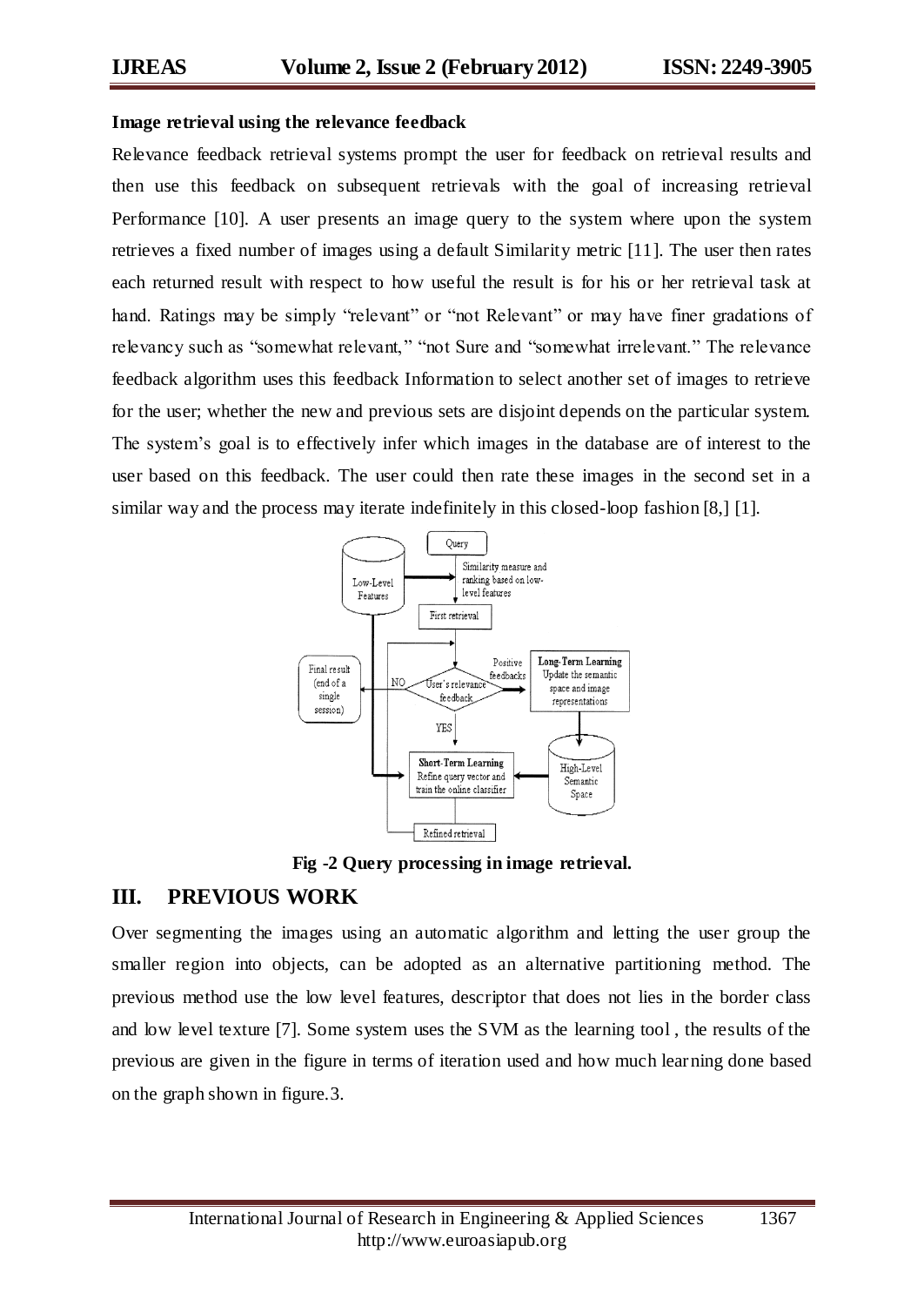**Image retrieval using the relevance feedback**

Relevance feedback retrieval systems prompt the user for feedback on retrieval results and then use this feedback on subsequent retrievals with the goal of increasing retrieval Performance [10]. A user presents an image query to the system where upon the system retrieves a fixed number of images using a default Similarity metric [11]. The user then rates each returned result with respect to how useful the result is for his or her retrieval task at hand. Ratings may be simply "relevant" or "not Relevant" or may have finer gradations of relevancy such as "somewhat relevant," "not Sure and "somewhat irrelevant." The relevance feedback algorithm uses this feedback Information to select another set of images to retrieve for the user; whether the new and previous sets are disjoint depends on the particular system. The system's goal is to effectively infer which images in the database are of interest to the user based on this feedback. The user could then rate these images in the second set in a similar way and the process may iterate indefinitely in this closed-loop fashion [8,] [1].

Query

Low-Level Features

Similarity measure and ranking based on low-level features

First retrieval

Final result (end of a single session)

NO

User's relevance feedback

Positive feedbacks

**Long-Term Learning** Update the semantic space and image representations

YES

**Short-Term Learning** Refine query vector and train the online classifier

High-Level Semantic Space

Refined retrieval

**Fig -2 Query processing in image retrieval.**

## III. PREVIOUS WORK

Over segmenting the images using an automatic algorithm and letting the user group the smaller region into objects, can be adopted as an alternative partitioning method. The previous method use the low level features, descriptor that does not lies in the border class and low level texture [7]. Some system uses the SVM as the learning tool , the results of the previous are given in the figure in terms of iteration used and how much learning done based on the graph shown in figure.3.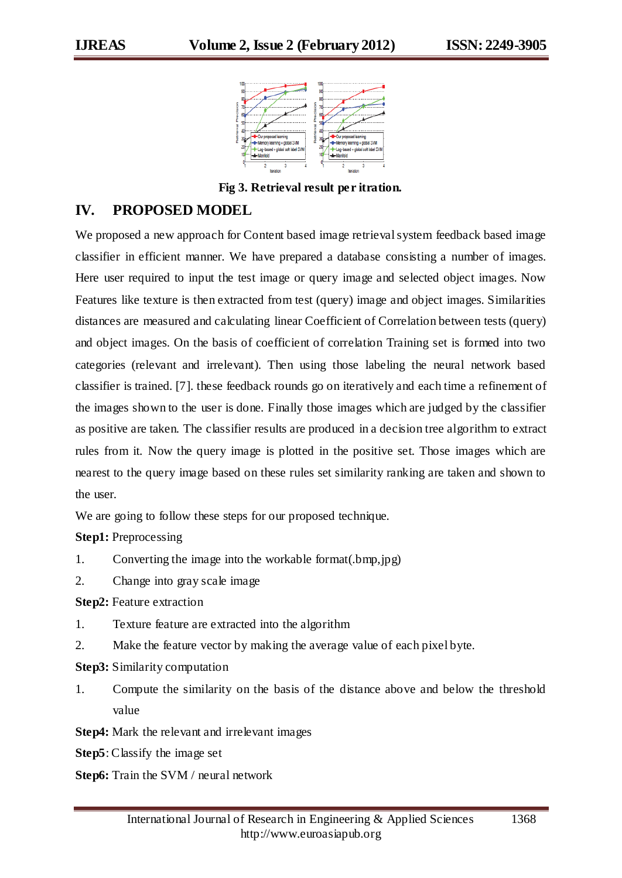Fig 3. Retrieval result per itration.

## IV. PROPOSED MODEL

We proposed a new approach for Content based image retrieval system feedback based image classifier in efficient manner. We have prepared a database consisting a number of images. Here user required to input the test image or query image and selected object images. Now Features like texture is then extracted from test (query) image and object images. Similarities distances are measured and calculating linear Coefficient of Correlation between tests (query) and object images. On the basis of coefficient of correlation Training set is formed into two categories (relevant and irrelevant). Then using those labeling the neural network based classifier is trained. [7]. these feedback rounds go on iteratively and each time a refinement of the images shown to the user is done. Finally those images which are judged by the classifier as positive are taken. The classifier results are produced in a decision tree algorithm to extract rules from it. Now the query image is plotted in the positive set. Those images which are nearest to the query image based on these rules set similarity ranking are taken and shown to the user.

We are going to follow these steps for our proposed technique.

**Step1:** Preprocessing

1. Converting the image into the workable format(.bmp,jpg)
2. Change into gray scale image

**Step2:** Feature extraction

1. Texture feature are extracted into the algorithm
2. Make the feature vector by making the average value of each pixel byte.

**Step3:** Similarity computation

1. Compute the similarity on the basis of the distance above and below the threshold value

**Step4:** Mark the relevant and irrelevant images

**Step5**: Classify the image set

**Step6:** Train the SVM / neural network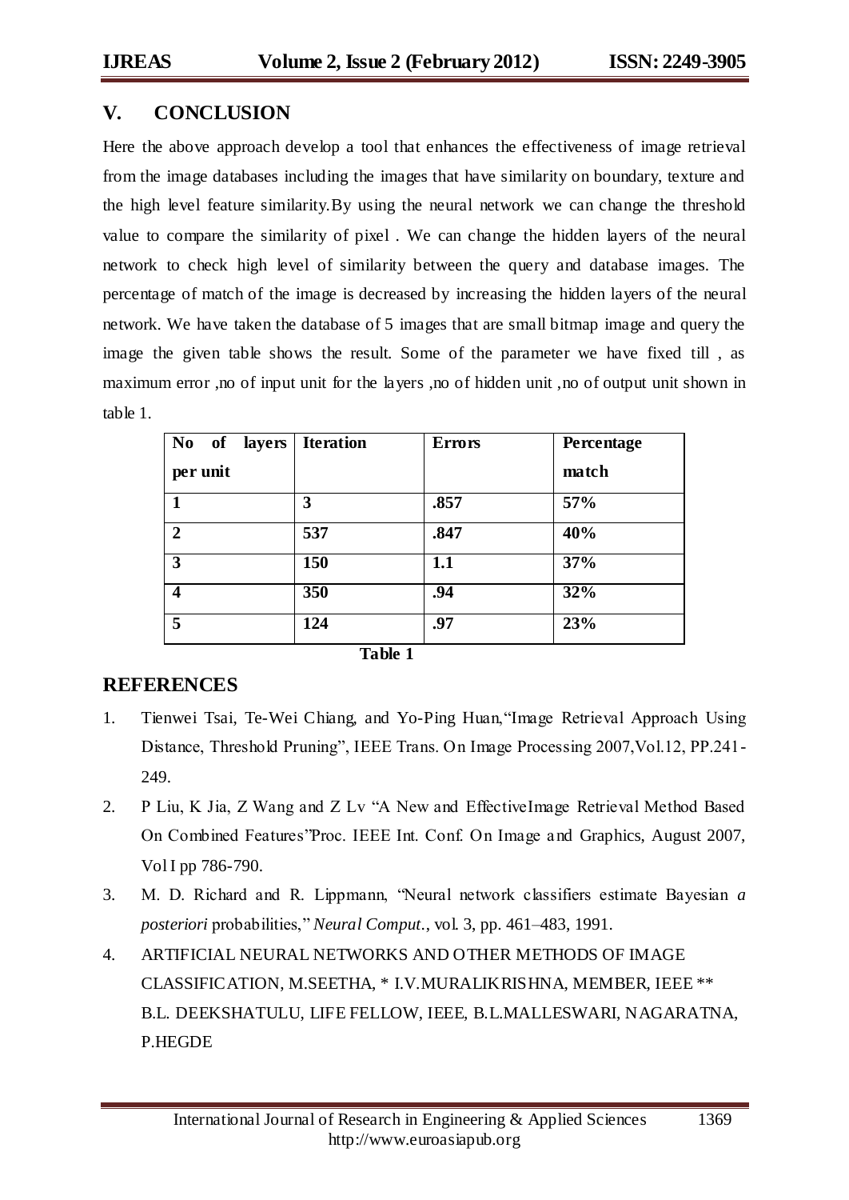## V. CONCLUSION

Here the above approach develop a tool that enhances the effectiveness of image retrieval from the image databases including the images that have similarity on boundary, texture and the high level feature similarity.By using the neural network we can change the threshold value to compare the similarity of pixel . We can change the hidden layers of the neural network to check high level of similarity between the query and database images. The percentage of match of the image is decreased by increasing the hidden layers of the neural network. We have taken the database of 5 images that are small bitmap image and query the image the given table shows the result. Some of the parameter we have fixed till , as maximum error ,no of input unit for the layers ,no of hidden unit ,no of output unit shown in table 1.

| No of layers per unit | Iteration | Errors | Percentage match |
|---|---|---|---|
| 1 | 3 | .857 | 57% |
| 2 | 537 | .847 | 40% |
| 3 | 150 | 1.1 | 37% |
| 4 | 350 | .94 | 32% |
| 5 | 124 | .97 | 23% |

**Table 1**

## REFERENCES

1. Tienwei Tsai, Te-Wei Chiang, and Yo-Ping Huan,"Image Retrieval Approach Using Distance, Threshold Pruning", IEEE Trans. On Image Processing 2007,Vol.12, PP.241-249.
2. P Liu, K Jia, Z Wang and Z Lv "A New and EffectiveImage Retrieval Method Based On Combined Features"Proc. IEEE Int. Conf. On Image and Graphics, August 2007, Vol I pp 786-790.
3. M. D. Richard and R. Lippmann, "Neural network classifiers estimate Bayesian *a posteriori* probabilities," *Neural Comput.*, vol. 3, pp. 461–483, 1991.
4. ARTIFICIAL NEURAL NETWORKS AND OTHER METHODS OF IMAGE CLASSIFICATION, M.SEETHA, * I.V.MURALIKRISHNA, MEMBER, IEEE ** B.L. DEEKSHATULU, LIFE FELLOW, IEEE, B.L.MALLESWARI, NAGARATNA, P.HEGDE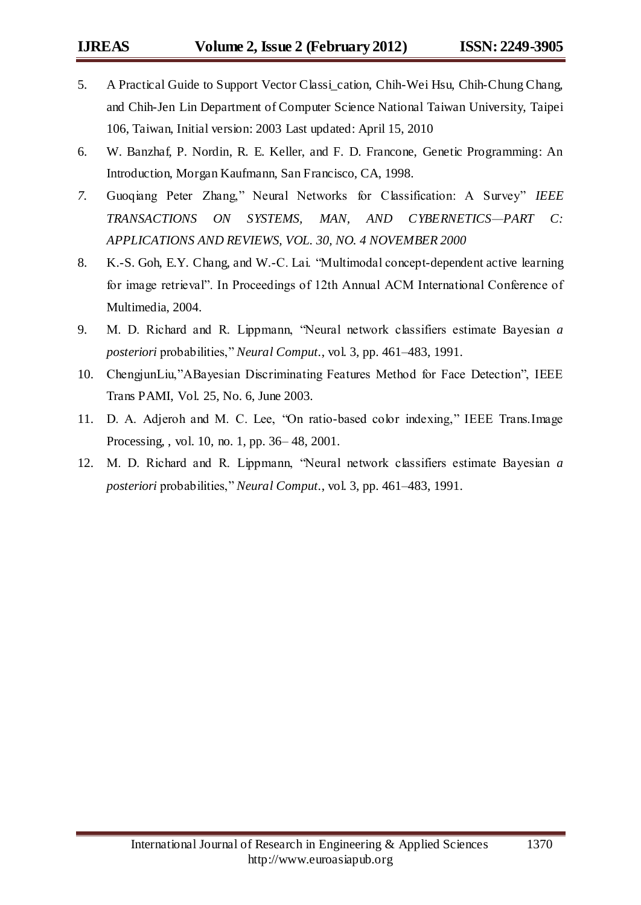5. A Practical Guide to Support Vector Classi_cation, Chih-Wei Hsu, Chih-Chung Chang, and Chih-Jen Lin Department of Computer Science National Taiwan University, Taipei 106, Taiwan, Initial version: 2003 Last updated: April 15, 2010
6. W. Banzhaf, P. Nordin, R. E. Keller, and F. D. Francone, Genetic Programming: An Introduction, Morgan Kaufmann, San Francisco, CA, 1998.
7. Guoqiang Peter Zhang," Neural Networks for Classification: A Survey" *IEEE TRANSACTIONS ON SYSTEMS, MAN, AND CYBERNETICS—PART C: APPLICATIONS AND REVIEWS, VOL. 30, NO. 4 NOVEMBER 2000*
8. K.-S. Goh, E.Y. Chang, and W.-C. Lai. "Multimodal concept-dependent active learning for image retrieval". In Proceedings of 12th Annual ACM International Conference of Multimedia, 2004.
9. M. D. Richard and R. Lippmann, "Neural network classifiers estimate Bayesian *a posteriori* probabilities," *Neural Comput.*, vol. 3, pp. 461–483, 1991.
10. ChengjunLiu,"ABayesian Discriminating Features Method for Face Detection", IEEE Trans PAMI, Vol. 25, No. 6, June 2003.
11. D. A. Adjeroh and M. C. Lee, "On ratio-based color indexing," IEEE Trans.Image Processing, , vol. 10, no. 1, pp. 36– 48, 2001.
12. M. D. Richard and R. Lippmann, "Neural network classifiers estimate Bayesian *a posteriori* probabilities," *Neural Comput.*, vol. 3, pp. 461–483, 1991.